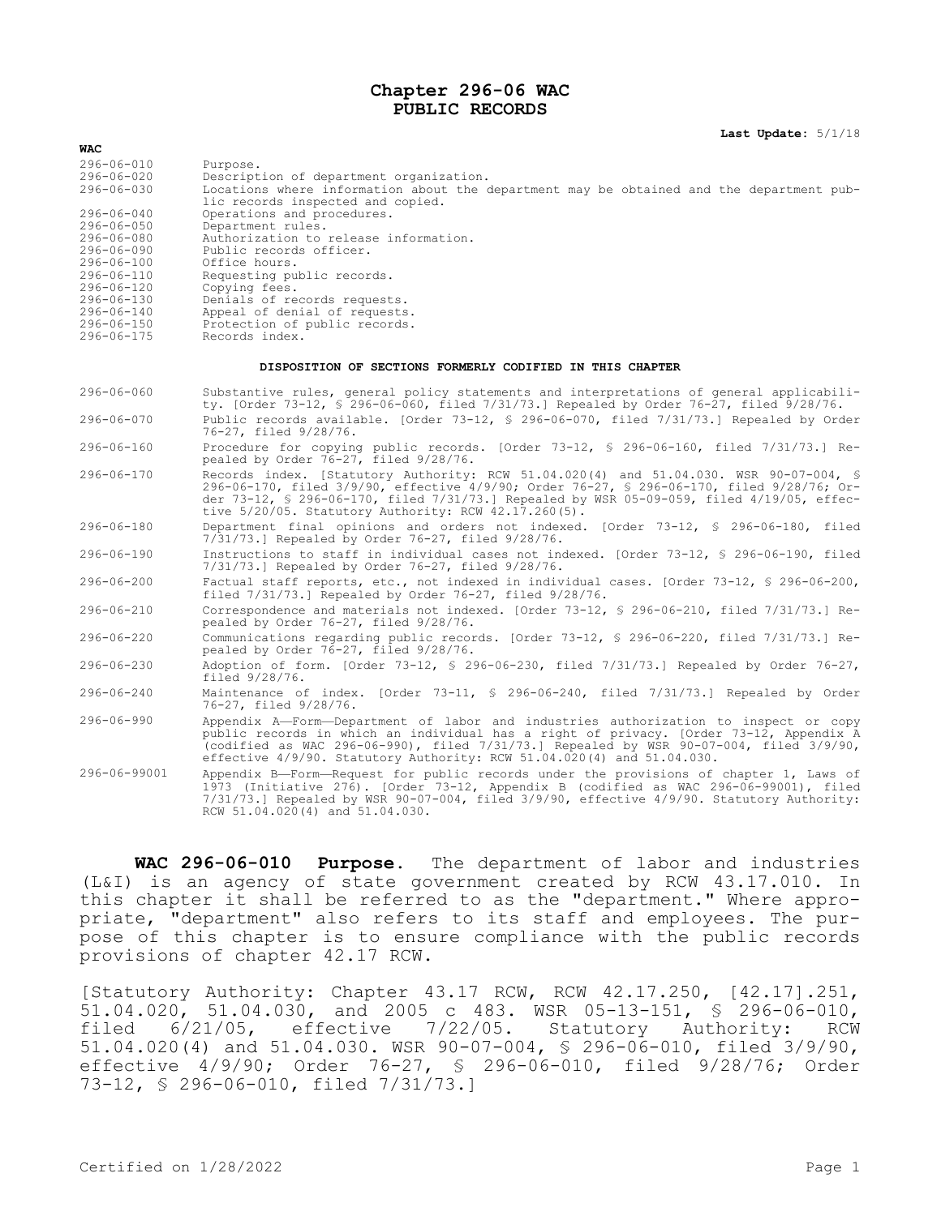# Chapter 296-06 WAC
# PUBLIC RECORDS

**Last Update:** 5/1/18

**WAC**

| | |
|---|---|
| 296-06-010 | Purpose. |
| 296-06-020 | Description of department organization. |
| 296-06-030 | Locations where information about the department may be obtained and the department public records inspected and copied. |
| 296-06-040 | Operations and procedures. |
| 296-06-050 | Department rules. |
| 296-06-080 | Authorization to release information. |
| 296-06-090 | Public records officer. |
| 296-06-100 | Office hours. |
| 296-06-110 | Requesting public records. |
| 296-06-120 | Copying fees. |
| 296-06-130 | Denials of records requests. |
| 296-06-140 | Appeal of denial of requests. |
| 296-06-150 | Protection of public records. |
| 296-06-175 | Records index. |

**DISPOSITION OF SECTIONS FORMERLY CODIFIED IN THIS CHAPTER**

| | |
|---|---|
| 296-06-060 | Substantive rules, general policy statements and interpretations of general applicability. [Order 73-12, § 296-06-060, filed 7/31/73.] Repealed by Order 76-27, filed 9/28/76. |
| 296-06-070 | Public records available. [Order 73-12, § 296-06-070, filed 7/31/73.] Repealed by Order 76-27, filed 9/28/76. |
| 296-06-160 | Procedure for copying public records. [Order 73-12, § 296-06-160, filed 7/31/73.] Repealed by Order 76-27, filed 9/28/76. |
| 296-06-170 | Records index. [Statutory Authority: RCW 51.04.020(4) and 51.04.030. WSR 90-07-004, § 296-06-170, filed 3/9/90, effective 4/9/90; Order 76-27, § 296-06-170, filed 9/28/76; Order 73-12, § 296-06-170, filed 7/31/73.] Repealed by WSR 05-09-059, filed 4/19/05, effective 5/20/05. Statutory Authority: RCW 42.17.260(5). |
| 296-06-180 | Department final opinions and orders not indexed. [Order 73-12, § 296-06-180, filed 7/31/73.] Repealed by Order 76-27, filed 9/28/76. |
| 296-06-190 | Instructions to staff in individual cases not indexed. [Order 73-12, § 296-06-190, filed 7/31/73.] Repealed by Order 76-27, filed 9/28/76. |
| 296-06-200 | Factual staff reports, etc., not indexed in individual cases. [Order 73-12, § 296-06-200, filed 7/31/73.] Repealed by Order 76-27, filed 9/28/76. |
| 296-06-210 | Correspondence and materials not indexed. [Order 73-12, § 296-06-210, filed 7/31/73.] Repealed by Order 76-27, filed 9/28/76. |
| 296-06-220 | Communications regarding public records. [Order 73-12, § 296-06-220, filed 7/31/73.] Repealed by Order 76-27, filed 9/28/76. |
| 296-06-230 | Adoption of form. [Order 73-12, § 296-06-230, filed 7/31/73.] Repealed by Order 76-27, filed 9/28/76. |
| 296-06-240 | Maintenance of index. [Order 73-11, § 296-06-240, filed 7/31/73.] Repealed by Order 76-27, filed 9/28/76. |
| 296-06-990 | Appendix A—Form—Department of labor and industries authorization to inspect or copy public records in which an individual has a right of privacy. [Order 73-12, Appendix A (codified as WAC 296-06-990), filed 7/31/73.] Repealed by WSR 90-07-004, filed 3/9/90, effective 4/9/90. Statutory Authority: RCW 51.04.020(4) and 51.04.030. |
| 296-06-99001 | Appendix B—Form—Request for public records under the provisions of chapter 1, Laws of 1973 (Initiative 276). [Order 73-12, Appendix B (codified as WAC 296-06-99001), filed 7/31/73.] Repealed by WSR 90-07-004, filed 3/9/90, effective 4/9/90. Statutory Authority: RCW 51.04.020(4) and 51.04.030. |

**WAC 296-06-010 Purpose.** The department of labor and industries (L&I) is an agency of state government created by RCW 43.17.010. In this chapter it shall be referred to as the "department." Where appropriate, "department" also refers to its staff and employees. The purpose of this chapter is to ensure compliance with the public records provisions of chapter 42.17 RCW.

[Statutory Authority: Chapter 43.17 RCW, RCW 42.17.250, [42.17].251, 51.04.020, 51.04.030, and 2005 c 483. WSR 05-13-151, § 296-06-010, filed 6/21/05, effective 7/22/05. Statutory Authority: RCW 51.04.020(4) and 51.04.030. WSR 90-07-004, § 296-06-010, filed 3/9/90, effective 4/9/90; Order 76-27, § 296-06-010, filed 9/28/76; Order 73-12, § 296-06-010, filed 7/31/73.]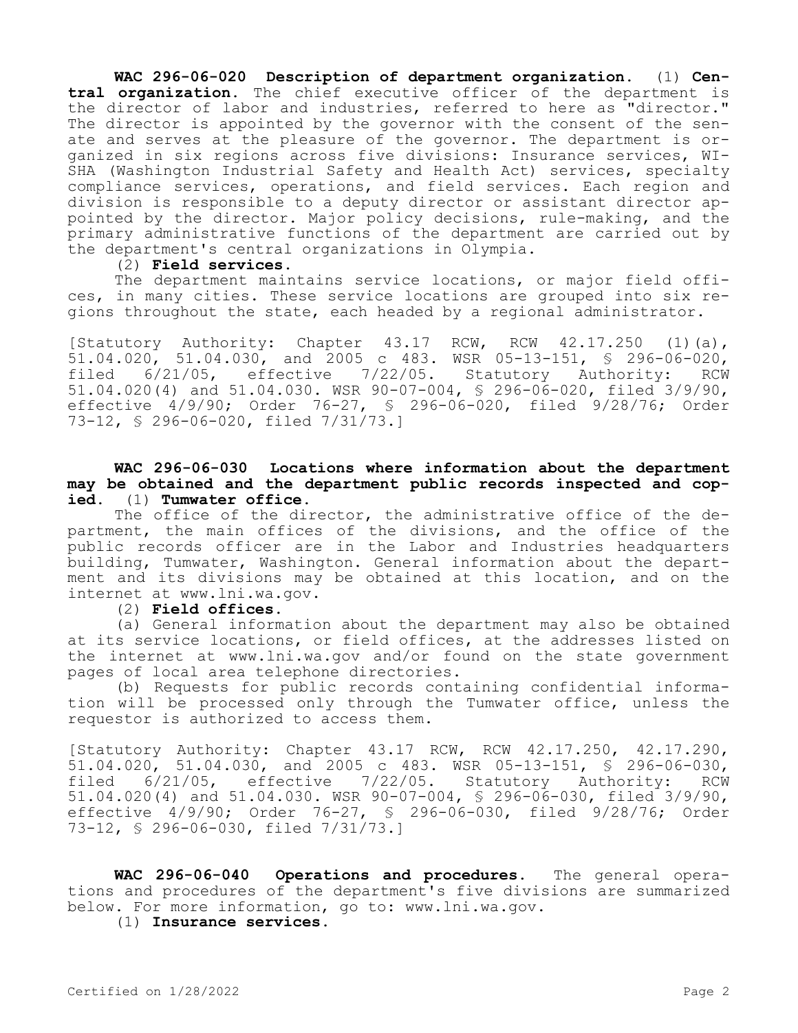**WAC 296-06-020 Description of department organization.** (1) **Central organization.** The chief executive officer of the department is the director of labor and industries, referred to here as "director." The director is appointed by the governor with the consent of the senate and serves at the pleasure of the governor. The department is organized in six regions across five divisions: Insurance services, WISHA (Washington Industrial Safety and Health Act) services, specialty compliance services, operations, and field services. Each region and division is responsible to a deputy director or assistant director appointed by the director. Major policy decisions, rule-making, and the primary administrative functions of the department are carried out by the department's central organizations in Olympia.

(2) **Field services.**

The department maintains service locations, or major field offices, in many cities. These service locations are grouped into six regions throughout the state, each headed by a regional administrator.

[Statutory Authority: Chapter 43.17 RCW, RCW 42.17.250 (1)(a), 51.04.020, 51.04.030, and 2005 c 483. WSR 05-13-151, § 296-06-020, filed 6/21/05, effective 7/22/05. Statutory Authority: RCW 51.04.020(4) and 51.04.030. WSR 90-07-004, § 296-06-020, filed 3/9/90, effective 4/9/90; Order 76-27, § 296-06-020, filed 9/28/76; Order 73-12, § 296-06-020, filed 7/31/73.]

**WAC 296-06-030 Locations where information about the department may be obtained and the department public records inspected and copied.** (1) **Tumwater office.**

The office of the director, the administrative office of the department, the main offices of the divisions, and the office of the public records officer are in the Labor and Industries headquarters building, Tumwater, Washington. General information about the department and its divisions may be obtained at this location, and on the internet at www.lni.wa.gov.

(2) **Field offices.**

(a) General information about the department may also be obtained at its service locations, or field offices, at the addresses listed on the internet at www.lni.wa.gov and/or found on the state government pages of local area telephone directories.

(b) Requests for public records containing confidential information will be processed only through the Tumwater office, unless the requestor is authorized to access them.

[Statutory Authority: Chapter 43.17 RCW, RCW 42.17.250, 42.17.290, 51.04.020, 51.04.030, and 2005 c 483. WSR 05-13-151, § 296-06-030, filed 6/21/05, effective 7/22/05. Statutory Authority: RCW 51.04.020(4) and 51.04.030. WSR 90-07-004, § 296-06-030, filed 3/9/90, effective 4/9/90; Order 76-27, § 296-06-030, filed 9/28/76; Order 73-12, § 296-06-030, filed 7/31/73.]

**WAC 296-06-040 Operations and procedures.** The general operations and procedures of the department's five divisions are summarized below. For more information, go to: www.lni.wa.gov.

(1) **Insurance services.**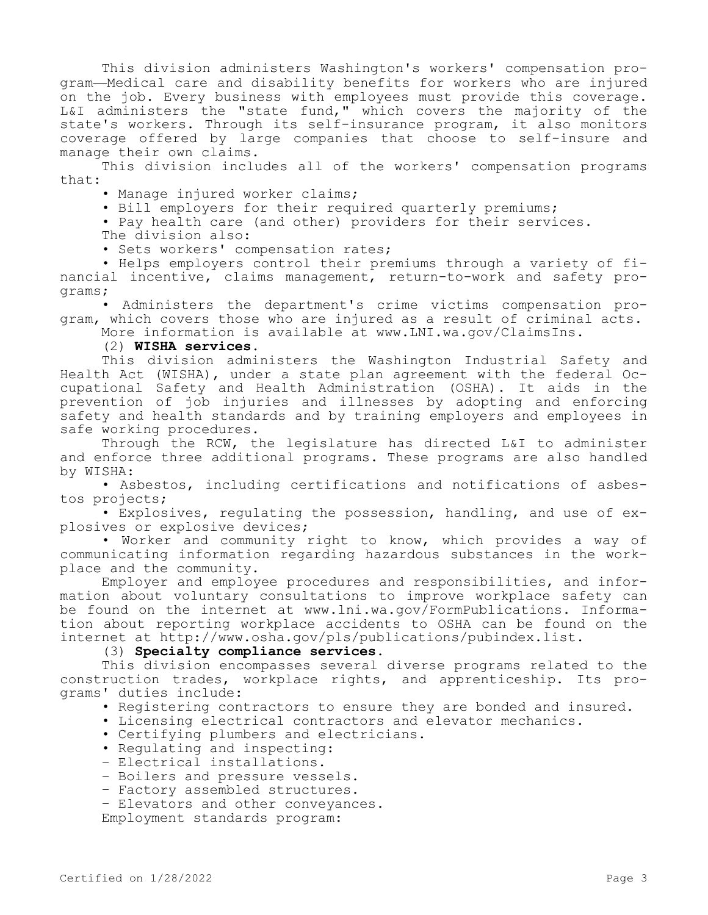This division administers Washington's workers' compensation program—Medical care and disability benefits for workers who are injured on the job. Every business with employees must provide this coverage. L&I administers the "state fund," which covers the majority of the state's workers. Through its self-insurance program, it also monitors coverage offered by large companies that choose to self-insure and manage their own claims.

This division includes all of the workers' compensation programs that:

- Manage injured worker claims;
- Bill employers for their required quarterly premiums;
- Pay health care (and other) providers for their services.

The division also:

- Sets workers' compensation rates;
- Helps employers control their premiums through a variety of financial incentive, claims management, return-to-work and safety programs;
- Administers the department's crime victims compensation program, which covers those who are injured as a result of criminal acts.

More information is available at www.LNI.wa.gov/ClaimsIns.

(2) **WISHA services.**

This division administers the Washington Industrial Safety and Health Act (WISHA), under a state plan agreement with the federal Occupational Safety and Health Administration (OSHA). It aids in the prevention of job injuries and illnesses by adopting and enforcing safety and health standards and by training employers and employees in safe working procedures.

Through the RCW, the legislature has directed L&I to administer and enforce three additional programs. These programs are also handled by WISHA:

- Asbestos, including certifications and notifications of asbestos projects;
- Explosives, regulating the possession, handling, and use of explosives or explosive devices;
- Worker and community right to know, which provides a way of communicating information regarding hazardous substances in the workplace and the community.

Employer and employee procedures and responsibilities, and information about voluntary consultations to improve workplace safety can be found on the internet at www.lni.wa.gov/FormPublications. Information about reporting workplace accidents to OSHA can be found on the internet at http://www.osha.gov/pls/publications/pubindex.list.

(3) **Specialty compliance services.**

This division encompasses several diverse programs related to the construction trades, workplace rights, and apprenticeship. Its programs' duties include:

- Registering contractors to ensure they are bonded and insured.
- Licensing electrical contractors and elevator mechanics.
- Certifying plumbers and electricians.
- Regulating and inspecting:
  - Electrical installations.
  - Boilers and pressure vessels.
  - Factory assembled structures.
  - Elevators and other conveyances.

Employment standards program: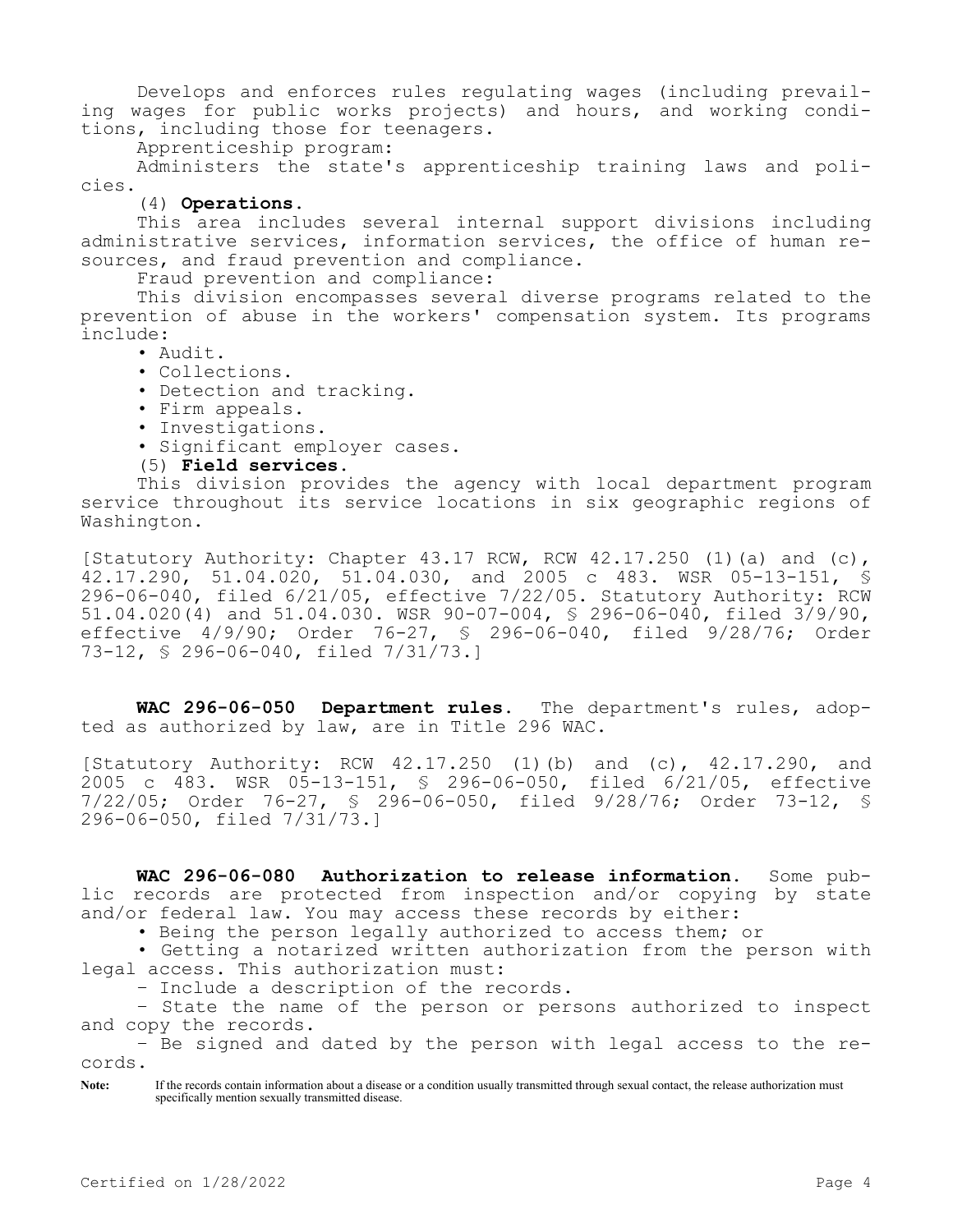Develops and enforces rules regulating wages (including prevailing wages for public works projects) and hours, and working conditions, including those for teenagers.

Apprenticeship program:

Administers the state's apprenticeship training laws and policies.

(4) **Operations.**

This area includes several internal support divisions including administrative services, information services, the office of human resources, and fraud prevention and compliance.

Fraud prevention and compliance:

This division encompasses several diverse programs related to the prevention of abuse in the workers' compensation system. Its programs include:

- Audit.
- Collections.
- Detection and tracking.
- Firm appeals.
- Investigations.
- Significant employer cases.

(5) **Field services.**

This division provides the agency with local department program service throughout its service locations in six geographic regions of Washington.

[Statutory Authority: Chapter 43.17 RCW, RCW 42.17.250 (1)(a) and (c), 42.17.290, 51.04.020, 51.04.030, and 2005 c 483. WSR 05-13-151, § 296-06-040, filed 6/21/05, effective 7/22/05. Statutory Authority: RCW 51.04.020(4) and 51.04.030. WSR 90-07-004, § 296-06-040, filed 3/9/90, effective 4/9/90; Order 76-27, § 296-06-040, filed 9/28/76; Order 73-12, § 296-06-040, filed 7/31/73.]

**WAC 296-06-050 Department rules.** The department's rules, adopted as authorized by law, are in Title 296 WAC.

[Statutory Authority: RCW 42.17.250 (1)(b) and (c), 42.17.290, and 2005 c 483. WSR 05-13-151, § 296-06-050, filed 6/21/05, effective 7/22/05; Order 76-27, § 296-06-050, filed 9/28/76; Order 73-12, § 296-06-050, filed 7/31/73.]

**WAC 296-06-080 Authorization to release information.** Some public records are protected from inspection and/or copying by state and/or federal law. You may access these records by either:

- Being the person legally authorized to access them; or
- Getting a notarized written authorization from the person with legal access. This authorization must:
  - Include a description of the records.
  - State the name of the person or persons authorized to inspect and copy the records.
  - Be signed and dated by the person with legal access to the records.

**Note:** If the records contain information about a disease or a condition usually transmitted through sexual contact, the release authorization must specifically mention sexually transmitted disease.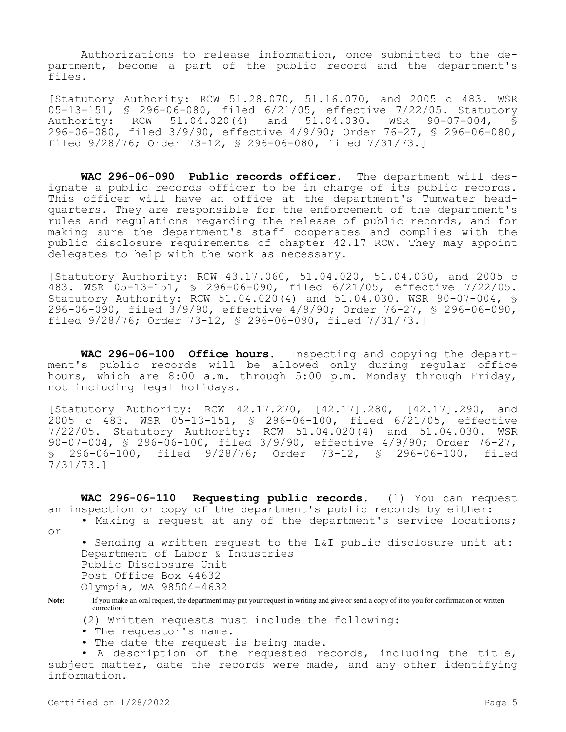Authorizations to release information, once submitted to the department, become a part of the public record and the department's files.

[Statutory Authority: RCW 51.28.070, 51.16.070, and 2005 c 483. WSR 05-13-151, § 296-06-080, filed 6/21/05, effective 7/22/05. Statutory Authority: RCW 51.04.020(4) and 51.04.030. WSR 90-07-004, § 296-06-080, filed 3/9/90, effective 4/9/90; Order 76-27, § 296-06-080, filed 9/28/76; Order 73-12, § 296-06-080, filed 7/31/73.]

**WAC 296-06-090 Public records officer.** The department will designate a public records officer to be in charge of its public records. This officer will have an office at the department's Tumwater headquarters. They are responsible for the enforcement of the department's rules and regulations regarding the release of public records, and for making sure the department's staff cooperates and complies with the public disclosure requirements of chapter 42.17 RCW. They may appoint delegates to help with the work as necessary.

[Statutory Authority: RCW 43.17.060, 51.04.020, 51.04.030, and 2005 c 483. WSR 05-13-151, § 296-06-090, filed 6/21/05, effective 7/22/05. Statutory Authority: RCW 51.04.020(4) and 51.04.030. WSR 90-07-004, § 296-06-090, filed 3/9/90, effective 4/9/90; Order 76-27, § 296-06-090, filed 9/28/76; Order 73-12, § 296-06-090, filed 7/31/73.]

**WAC 296-06-100 Office hours.** Inspecting and copying the department's public records will be allowed only during regular office hours, which are 8:00 a.m. through 5:00 p.m. Monday through Friday, not including legal holidays.

[Statutory Authority: RCW 42.17.270, [42.17].280, [42.17].290, and 2005 c 483. WSR 05-13-151, § 296-06-100, filed 6/21/05, effective 7/22/05. Statutory Authority: RCW 51.04.020(4) and 51.04.030. WSR 90-07-004, § 296-06-100, filed 3/9/90, effective 4/9/90; Order 76-27, § 296-06-100, filed 9/28/76; Order 73-12, § 296-06-100, filed 7/31/73.]

**WAC 296-06-110 Requesting public records.** (1) You can request an inspection or copy of the department's public records by either:

- Making a request at any of the department's service locations; or
- Sending a written request to the L&I public disclosure unit at:
  Department of Labor & Industries
  Public Disclosure Unit
  Post Office Box 44632
  Olympia, WA 98504-4632

**Note:** If you make an oral request, the department may put your request in writing and give or send a copy of it to you for confirmation or written correction.

(2) Written requests must include the following:

- The requestor's name.
- The date the request is being made.
- A description of the requested records, including the title, subject matter, date the records were made, and any other identifying information.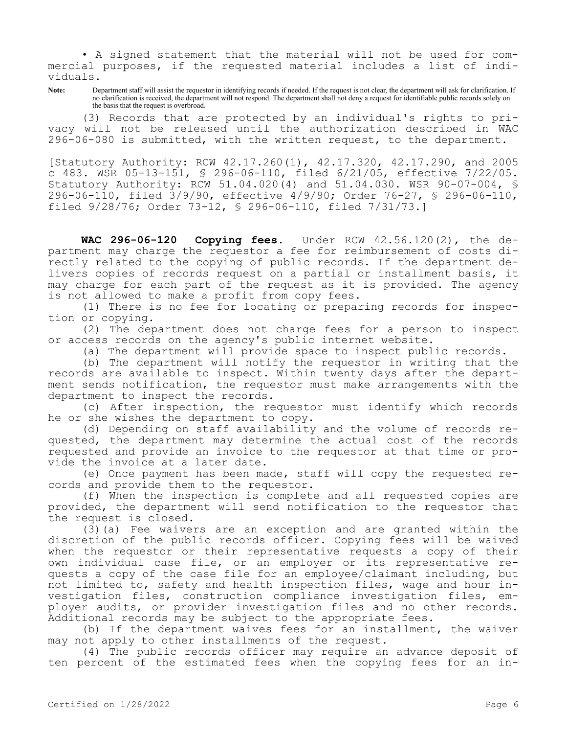• A signed statement that the material will not be used for commercial purposes, if the requested material includes a list of individuals.

**Note:** Department staff will assist the requestor in identifying records if needed. If the request is not clear, the department will ask for clarification. If no clarification is received, the department will not respond. The department shall not deny a request for identifiable public records solely on the basis that the request is overbroad.

(3) Records that are protected by an individual's rights to privacy will not be released until the authorization described in WAC 296-06-080 is submitted, with the written request, to the department.

[Statutory Authority: RCW 42.17.260(1), 42.17.320, 42.17.290, and 2005 c 483. WSR 05-13-151, § 296-06-110, filed 6/21/05, effective 7/22/05. Statutory Authority: RCW 51.04.020(4) and 51.04.030. WSR 90-07-004, § 296-06-110, filed 3/9/90, effective 4/9/90; Order 76-27, § 296-06-110, filed 9/28/76; Order 73-12, § 296-06-110, filed 7/31/73.]

**WAC 296-06-120 Copying fees.** Under RCW 42.56.120(2), the department may charge the requestor a fee for reimbursement of costs directly related to the copying of public records. If the department delivers copies of records request on a partial or installment basis, it may charge for each part of the request as it is provided. The agency is not allowed to make a profit from copy fees.

(1) There is no fee for locating or preparing records for inspection or copying.

(2) The department does not charge fees for a person to inspect or access records on the agency's public internet website.

(a) The department will provide space to inspect public records.

(b) The department will notify the requestor in writing that the records are available to inspect. Within twenty days after the department sends notification, the requestor must make arrangements with the department to inspect the records.

(c) After inspection, the requestor must identify which records he or she wishes the department to copy.

(d) Depending on staff availability and the volume of records requested, the department may determine the actual cost of the records requested and provide an invoice to the requestor at that time or provide the invoice at a later date.

(e) Once payment has been made, staff will copy the requested records and provide them to the requestor.

(f) When the inspection is complete and all requested copies are provided, the department will send notification to the requestor that the request is closed.

(3)(a) Fee waivers are an exception and are granted within the discretion of the public records officer. Copying fees will be waived when the requestor or their representative requests a copy of their own individual case file, or an employer or its representative requests a copy of the case file for an employee/claimant including, but not limited to, safety and health inspection files, wage and hour investigation files, construction compliance investigation files, employer audits, or provider investigation files and no other records. Additional records may be subject to the appropriate fees.

(b) If the department waives fees for an installment, the waiver may not apply to other installments of the request.

(4) The public records officer may require an advance deposit of ten percent of the estimated fees when the copying fees for an in-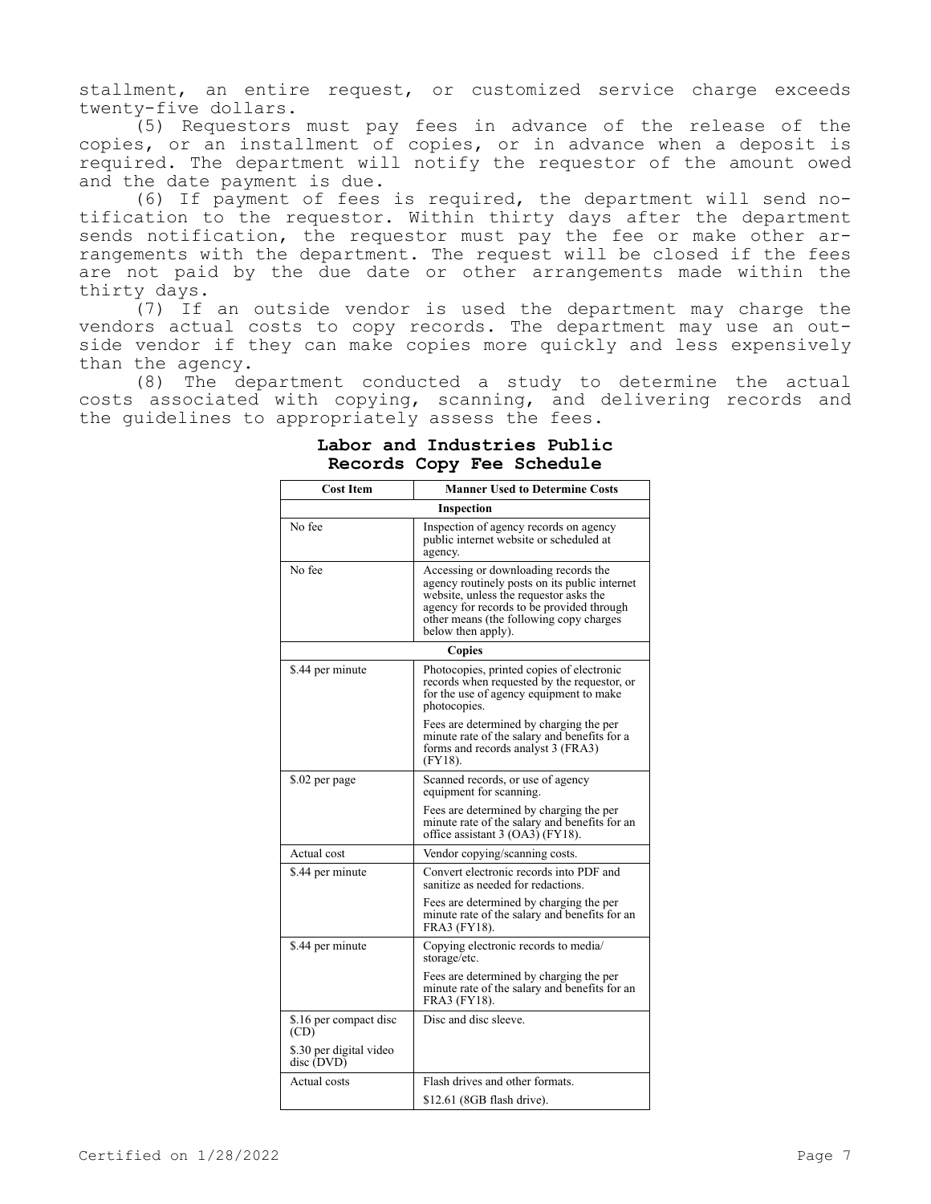stallment, an entire request, or customized service charge exceeds twenty-five dollars.

(5) Requestors must pay fees in advance of the release of the copies, or an installment of copies, or in advance when a deposit is required. The department will notify the requestor of the amount owed and the date payment is due.

(6) If payment of fees is required, the department will send notification to the requestor. Within thirty days after the department sends notification, the requestor must pay the fee or make other arrangements with the department. The request will be closed if the fees are not paid by the due date or other arrangements made within the thirty days.

(7) If an outside vendor is used the department may charge the vendors actual costs to copy records. The department may use an outside vendor if they can make copies more quickly and less expensively than the agency.

(8) The department conducted a study to determine the actual costs associated with copying, scanning, and delivering records and the guidelines to appropriately assess the fees.

**Labor and Industries Public Records Copy Fee Schedule**

| Cost Item | Manner Used to Determine Costs |
|---|---|
| **Inspection** | |
| No fee | Inspection of agency records on agency public internet website or scheduled at agency. |
| No fee | Accessing or downloading records the agency routinely posts on its public internet website, unless the requestor asks the agency for records to be provided through other means (the following copy charges below then apply). |
| **Copies** | |
| $.44 per minute | Photocopies, printed copies of electronic records when requested by the requestor, or for the use of agency equipment to make photocopies. <br><br> Fees are determined by charging the per minute rate of the salary and benefits for a forms and records analyst 3 (FRA3) (FY18). |
| $.02 per page | Scanned records, or use of agency equipment for scanning. <br><br> Fees are determined by charging the per minute rate of the salary and benefits for an office assistant 3 (OA3) (FY18). |
| Actual cost | Vendor copying/scanning costs. |
| $.44 per minute | Convert electronic records into PDF and sanitize as needed for redactions. <br><br> Fees are determined by charging the per minute rate of the salary and benefits for an FRA3 (FY18). |
| $.44 per minute | Copying electronic records to media/ storage/etc. <br><br> Fees are determined by charging the per minute rate of the salary and benefits for an FRA3 (FY18). |
| $.16 per compact disc (CD) <br><br> $.30 per digital video disc (DVD) | Disc and disc sleeve. |
| Actual costs | Flash drives and other formats. <br><br> $12.61 (8GB flash drive). |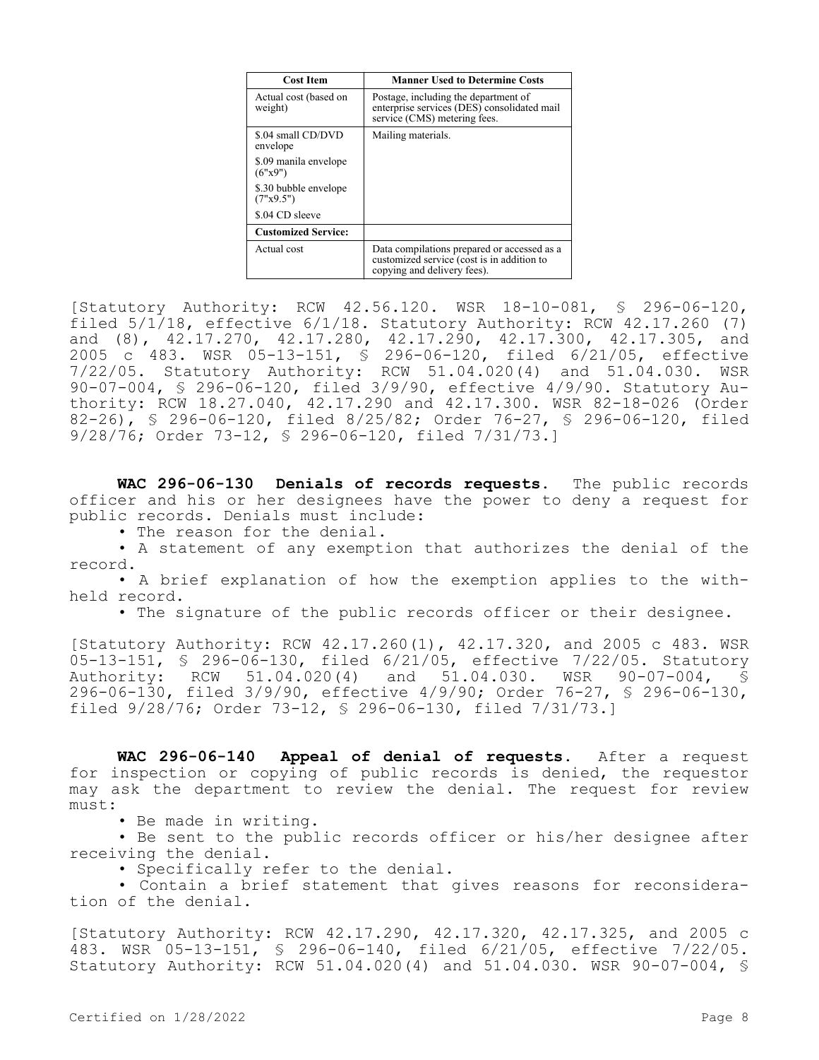| Cost Item | Manner Used to Determine Costs |
| --- | --- |
| Actual cost (based on weight) | Postage, including the department of enterprise services (DES) consolidated mail service (CMS) metering fees. |
| $.04 small CD/DVD envelope<br>$.09 manila envelope (6"x9")<br>$.30 bubble envelope (7"x9.5")<br>$.04 CD sleeve | Mailing materials. |
| **Customized Service:** | |
| Actual cost | Data compilations prepared or accessed as a customized service (cost is in addition to copying and delivery fees). |

[Statutory Authority: RCW 42.56.120. WSR 18-10-081, § 296-06-120, filed 5/1/18, effective 6/1/18. Statutory Authority: RCW 42.17.260 (7) and (8), 42.17.270, 42.17.280, 42.17.290, 42.17.300, 42.17.305, and 2005 c 483. WSR 05-13-151, § 296-06-120, filed 6/21/05, effective 7/22/05. Statutory Authority: RCW 51.04.020(4) and 51.04.030. WSR 90-07-004, § 296-06-120, filed 3/9/90, effective 4/9/90. Statutory Authority: RCW 18.27.040, 42.17.290 and 42.17.300. WSR 82-18-026 (Order 82-26), § 296-06-120, filed 8/25/82; Order 76-27, § 296-06-120, filed 9/28/76; Order 73-12, § 296-06-120, filed 7/31/73.]

**WAC 296-06-130 Denials of records requests.** The public records officer and his or her designees have the power to deny a request for public records. Denials must include:

- The reason for the denial.
- A statement of any exemption that authorizes the denial of the record.
- A brief explanation of how the exemption applies to the withheld record.
- The signature of the public records officer or their designee.

[Statutory Authority: RCW 42.17.260(1), 42.17.320, and 2005 c 483. WSR 05-13-151, § 296-06-130, filed 6/21/05, effective 7/22/05. Statutory Authority: RCW 51.04.020(4) and 51.04.030. WSR 90-07-004, § 296-06-130, filed 3/9/90, effective 4/9/90; Order 76-27, § 296-06-130, filed 9/28/76; Order 73-12, § 296-06-130, filed 7/31/73.]

**WAC 296-06-140 Appeal of denial of requests.** After a request for inspection or copying of public records is denied, the requestor may ask the department to review the denial. The request for review must:

- Be made in writing.
- Be sent to the public records officer or his/her designee after receiving the denial.
- Specifically refer to the denial.
- Contain a brief statement that gives reasons for reconsideration of the denial.

[Statutory Authority: RCW 42.17.290, 42.17.320, 42.17.325, and 2005 c 483. WSR 05-13-151, § 296-06-140, filed 6/21/05, effective 7/22/05. Statutory Authority: RCW 51.04.020(4) and 51.04.030. WSR 90-07-004, §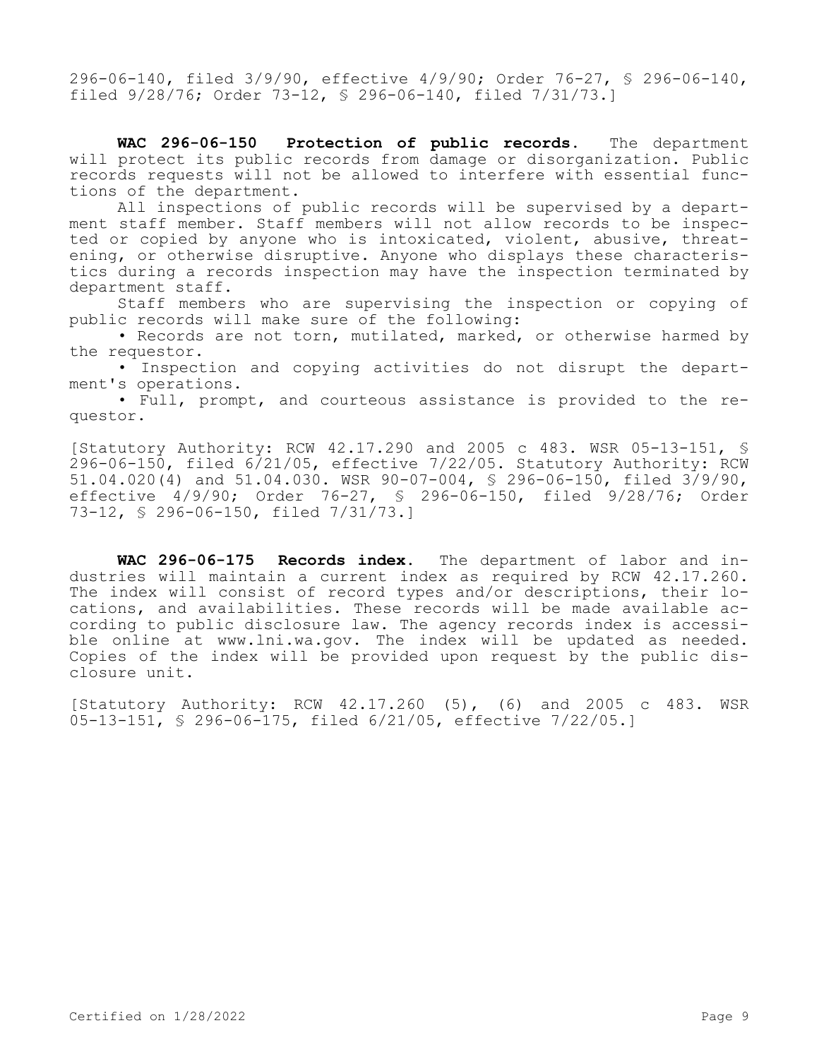296-06-140, filed 3/9/90, effective 4/9/90; Order 76-27, § 296-06-140, filed 9/28/76; Order 73-12, § 296-06-140, filed 7/31/73.]

**WAC 296-06-150 Protection of public records.** The department will protect its public records from damage or disorganization. Public records requests will not be allowed to interfere with essential functions of the department.

All inspections of public records will be supervised by a department staff member. Staff members will not allow records to be inspected or copied by anyone who is intoxicated, violent, abusive, threatening, or otherwise disruptive. Anyone who displays these characteristics during a records inspection may have the inspection terminated by department staff.

Staff members who are supervising the inspection or copying of public records will make sure of the following:

• Records are not torn, mutilated, marked, or otherwise harmed by the requestor.

• Inspection and copying activities do not disrupt the department's operations.

• Full, prompt, and courteous assistance is provided to the requestor.

[Statutory Authority: RCW 42.17.290 and 2005 c 483. WSR 05-13-151, § 296-06-150, filed 6/21/05, effective 7/22/05. Statutory Authority: RCW 51.04.020(4) and 51.04.030. WSR 90-07-004, § 296-06-150, filed 3/9/90, effective 4/9/90; Order 76-27, § 296-06-150, filed 9/28/76; Order 73-12, § 296-06-150, filed 7/31/73.]

**WAC 296-06-175 Records index.** The department of labor and industries will maintain a current index as required by RCW 42.17.260. The index will consist of record types and/or descriptions, their locations, and availabilities. These records will be made available according to public disclosure law. The agency records index is accessible online at www.lni.wa.gov. The index will be updated as needed. Copies of the index will be provided upon request by the public disclosure unit.

[Statutory Authority: RCW 42.17.260 (5), (6) and 2005 c 483. WSR 05-13-151, § 296-06-175, filed 6/21/05, effective 7/22/05.]